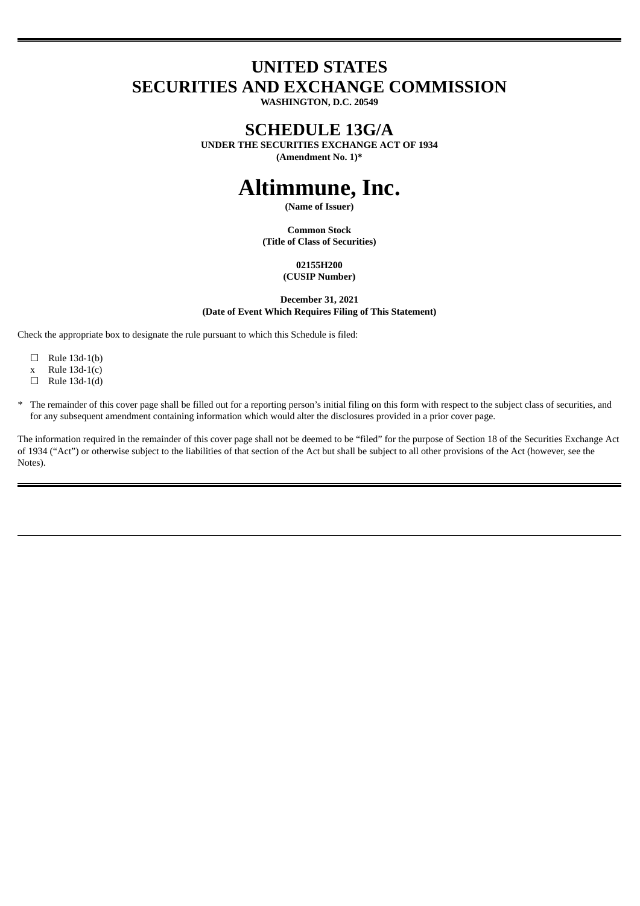# UNITED STATES
# SECURITIES AND EXCHANGE COMMISSION

**WASHINGTON, D.C. 20549**

## SCHEDULE 13G/A

**UNDER THE SECURITIES EXCHANGE ACT OF 1934**

**(Amendment No. 1)***

# Altimmune, Inc.

**(Name of Issuer)**

**Common Stock**
**(Title of Class of Securities)**

**02155H200**
**(CUSIP Number)**

**December 31, 2021**
**(Date of Event Which Requires Filing of This Statement)**

Check the appropriate box to designate the rule pursuant to which this Schedule is filed:

☐ Rule 13d-1(b)
x Rule 13d-1(c)
☐ Rule 13d-1(d)

\* The remainder of this cover page shall be filled out for a reporting person's initial filing on this form with respect to the subject class of securities, and for any subsequent amendment containing information which would alter the disclosures provided in a prior cover page.

The information required in the remainder of this cover page shall not be deemed to be "filed" for the purpose of Section 18 of the Securities Exchange Act of 1934 ("Act") or otherwise subject to the liabilities of that section of the Act but shall be subject to all other provisions of the Act (however, see the Notes).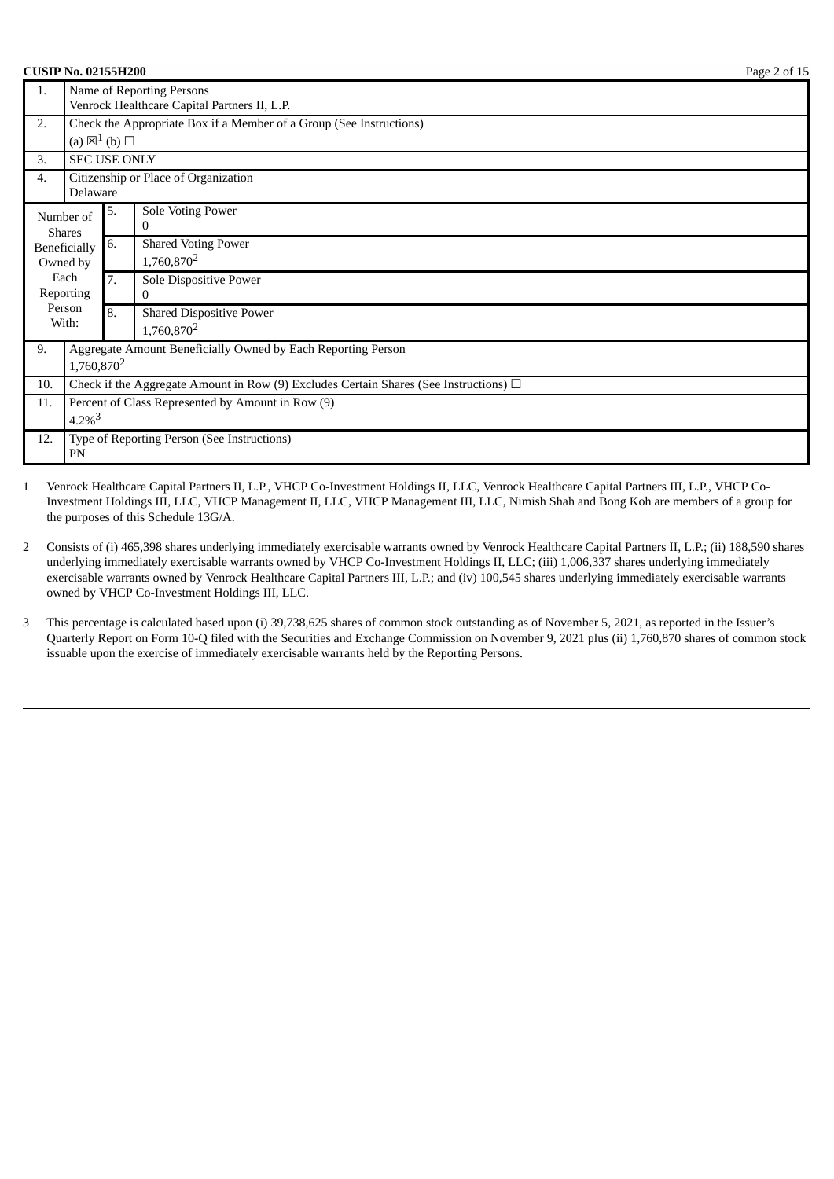**CUSIP No. 02155H200**

| | | | |
|---|---|---|---|
| 1. | Name of Reporting Persons<br>Venrock Healthcare Capital Partners II, L.P. | | |
| 2. | Check the Appropriate Box if a Member of a Group (See Instructions)<br>(a) ☒[1] (b) ☐ | | |
| 3. | SEC USE ONLY | | |
| 4. | Citizenship or Place of Organization<br>Delaware | | |
| Number of Shares Beneficially Owned by Each Reporting Person With: | 5. | Sole Voting Power<br>0 | |
| | 6. | Shared Voting Power<br>1,760,870[2] | |
| | 7. | Sole Dispositive Power<br>0 | |
| | 8. | Shared Dispositive Power<br>1,760,870[2] | |
| 9. | Aggregate Amount Beneficially Owned by Each Reporting Person<br>1,760,870[2] | | |
| 10. | Check if the Aggregate Amount in Row (9) Excludes Certain Shares (See Instructions) ☐ | | |
| 11. | Percent of Class Represented by Amount in Row (9)<br>4.2%[3] | | |
| 12. | Type of Reporting Person (See Instructions)<br>PN | | |

1 Venrock Healthcare Capital Partners II, L.P., VHCP Co-Investment Holdings II, LLC, Venrock Healthcare Capital Partners III, L.P., VHCP Co-Investment Holdings III, LLC, VHCP Management II, LLC, VHCP Management III, LLC, Nimish Shah and Bong Koh are members of a group for the purposes of this Schedule 13G/A.

2 Consists of (i) 465,398 shares underlying immediately exercisable warrants owned by Venrock Healthcare Capital Partners II, L.P.; (ii) 188,590 shares underlying immediately exercisable warrants owned by VHCP Co-Investment Holdings II, LLC; (iii) 1,006,337 shares underlying immediately exercisable warrants owned by Venrock Healthcare Capital Partners III, L.P.; and (iv) 100,545 shares underlying immediately exercisable warrants owned by VHCP Co-Investment Holdings III, LLC.

3 This percentage is calculated based upon (i) 39,738,625 shares of common stock outstanding as of November 5, 2021, as reported in the Issuer's Quarterly Report on Form 10-Q filed with the Securities and Exchange Commission on November 9, 2021 plus (ii) 1,760,870 shares of common stock issuable upon the exercise of immediately exercisable warrants held by the Reporting Persons.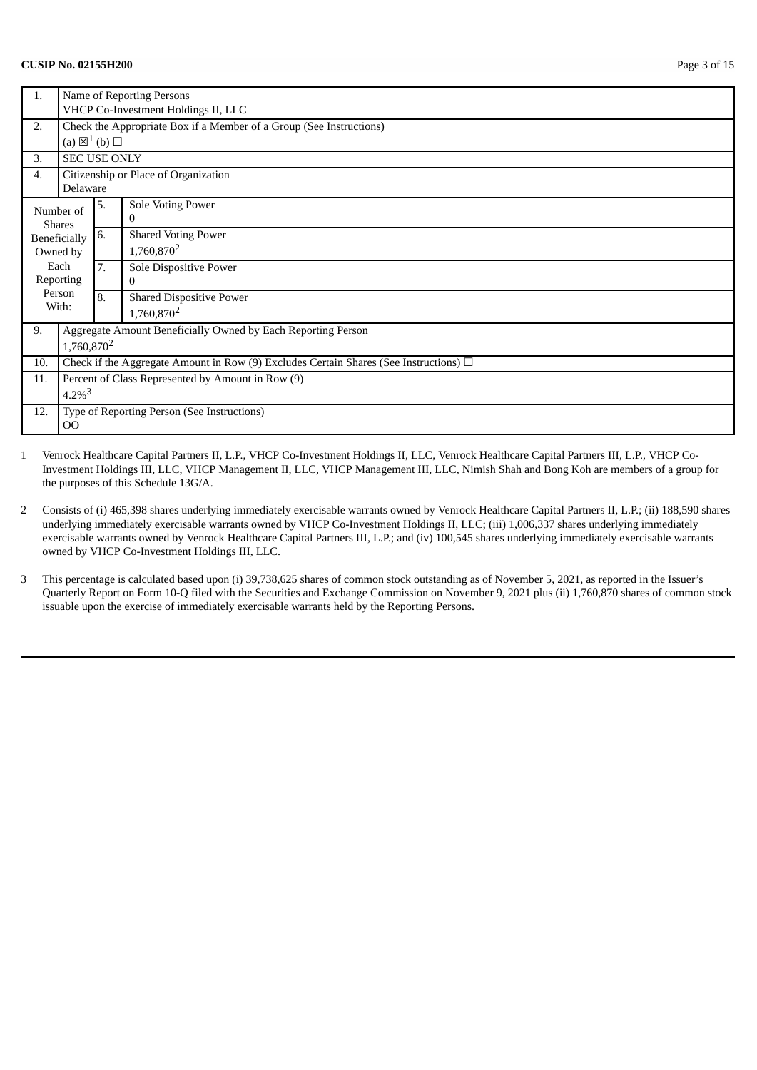**CUSIP No. 02155H200**

| 1. | Name of Reporting Persons<br>VHCP Co-Investment Holdings II, LLC | | |
|---|---|---|---|
| 2. | Check the Appropriate Box if a Member of a Group (See Instructions)<br>(a) ☒[1] (b) ☐ | | |
| 3. | SEC USE ONLY | | |
| 4. | Citizenship or Place of Organization<br>Delaware | | |
| Number of Shares Beneficially Owned by Each Reporting Person With: | 5. | Sole Voting Power<br>0 | |
| | 6. | Shared Voting Power<br>1,760,870[2] | |
| | 7. | Sole Dispositive Power<br>0 | |
| | 8. | Shared Dispositive Power<br>1,760,870[2] | |
| 9. | Aggregate Amount Beneficially Owned by Each Reporting Person<br>1,760,870[2] | | |
| 10. | Check if the Aggregate Amount in Row (9) Excludes Certain Shares (See Instructions) ☐ | | |
| 11. | Percent of Class Represented by Amount in Row (9)<br>4.2%[3] | | |
| 12. | Type of Reporting Person (See Instructions)<br>OO | | |

1 Venrock Healthcare Capital Partners II, L.P., VHCP Co-Investment Holdings II, LLC, Venrock Healthcare Capital Partners III, L.P., VHCP Co-Investment Holdings III, LLC, VHCP Management II, LLC, VHCP Management III, LLC, Nimish Shah and Bong Koh are members of a group for the purposes of this Schedule 13G/A.

2 Consists of (i) 465,398 shares underlying immediately exercisable warrants owned by Venrock Healthcare Capital Partners II, L.P.; (ii) 188,590 shares underlying immediately exercisable warrants owned by VHCP Co-Investment Holdings II, LLC; (iii) 1,006,337 shares underlying immediately exercisable warrants owned by Venrock Healthcare Capital Partners III, L.P.; and (iv) 100,545 shares underlying immediately exercisable warrants owned by VHCP Co-Investment Holdings III, LLC.

3 This percentage is calculated based upon (i) 39,738,625 shares of common stock outstanding as of November 5, 2021, as reported in the Issuer's Quarterly Report on Form 10-Q filed with the Securities and Exchange Commission on November 9, 2021 plus (ii) 1,760,870 shares of common stock issuable upon the exercise of immediately exercisable warrants held by the Reporting Persons.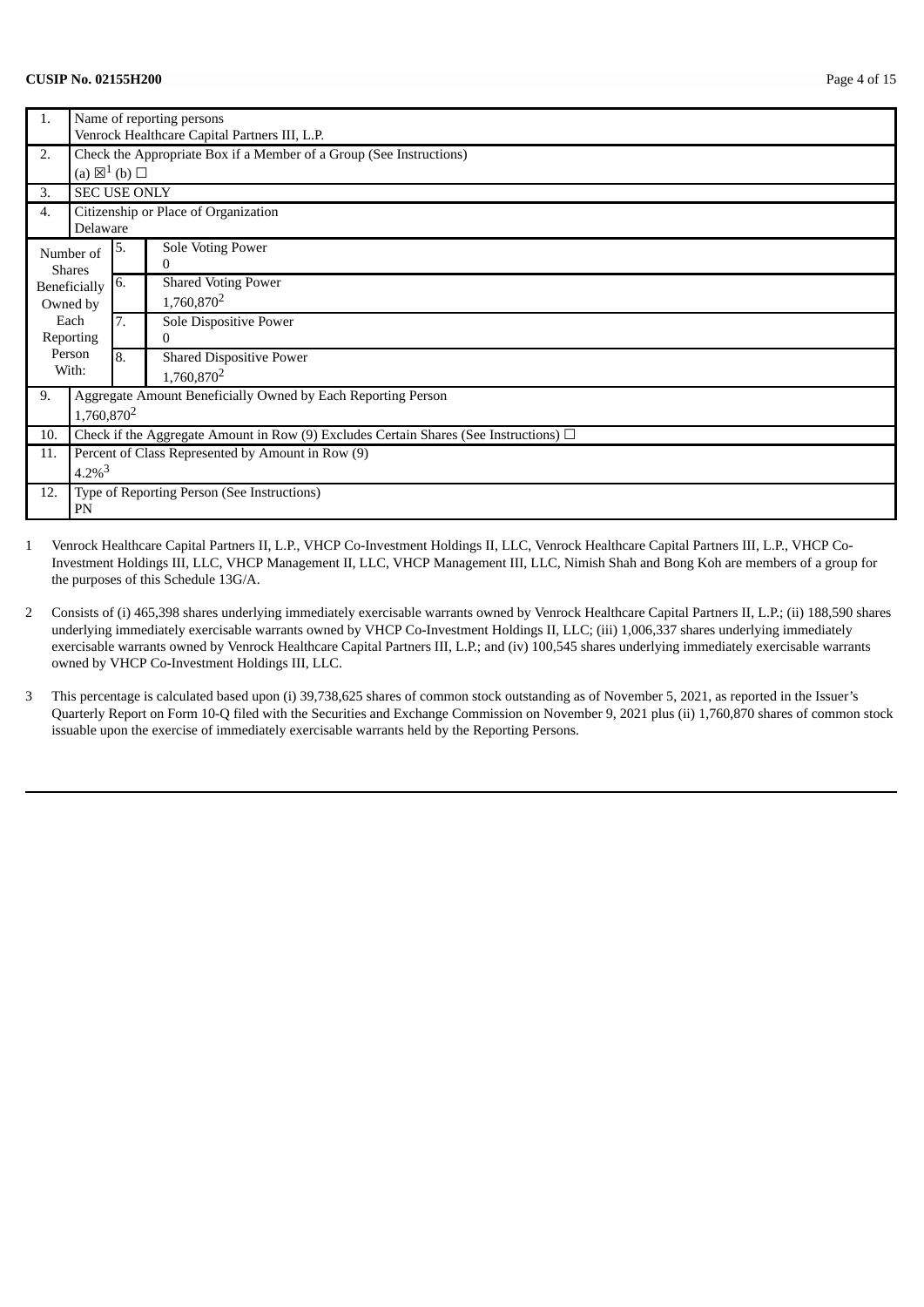**CUSIP No. 02155H200**

| | | | |
|---|---|---|---|
| 1. | Name of reporting persons<br>Venrock Healthcare Capital Partners III, L.P. | | |
| 2. | Check the Appropriate Box if a Member of a Group (See Instructions)<br>(a) ☒[1] (b) ☐ | | |
| 3. | SEC USE ONLY | | |
| 4. | Citizenship or Place of Organization<br>Delaware | | |
| Number of Shares Beneficially Owned by Each Reporting Person With: | 5. | Sole Voting Power<br>0 | |
| | 6. | Shared Voting Power<br>1,760,870[2] | |
| | 7. | Sole Dispositive Power<br>0 | |
| | 8. | Shared Dispositive Power<br>1,760,870[2] | |
| 9. | Aggregate Amount Beneficially Owned by Each Reporting Person<br>1,760,870[2] | | |
| 10. | Check if the Aggregate Amount in Row (9) Excludes Certain Shares (See Instructions) ☐ | | |
| 11. | Percent of Class Represented by Amount in Row (9)<br>4.2%[3] | | |
| 12. | Type of Reporting Person (See Instructions)<br>PN | | |

1 Venrock Healthcare Capital Partners II, L.P., VHCP Co-Investment Holdings II, LLC, Venrock Healthcare Capital Partners III, L.P., VHCP Co-Investment Holdings III, LLC, VHCP Management II, LLC, VHCP Management III, LLC, Nimish Shah and Bong Koh are members of a group for the purposes of this Schedule 13G/A.

2 Consists of (i) 465,398 shares underlying immediately exercisable warrants owned by Venrock Healthcare Capital Partners II, L.P.; (ii) 188,590 shares underlying immediately exercisable warrants owned by VHCP Co-Investment Holdings II, LLC; (iii) 1,006,337 shares underlying immediately exercisable warrants owned by Venrock Healthcare Capital Partners III, L.P.; and (iv) 100,545 shares underlying immediately exercisable warrants owned by VHCP Co-Investment Holdings III, LLC.

3 This percentage is calculated based upon (i) 39,738,625 shares of common stock outstanding as of November 5, 2021, as reported in the Issuer's Quarterly Report on Form 10-Q filed with the Securities and Exchange Commission on November 9, 2021 plus (ii) 1,760,870 shares of common stock issuable upon the exercise of immediately exercisable warrants held by the Reporting Persons.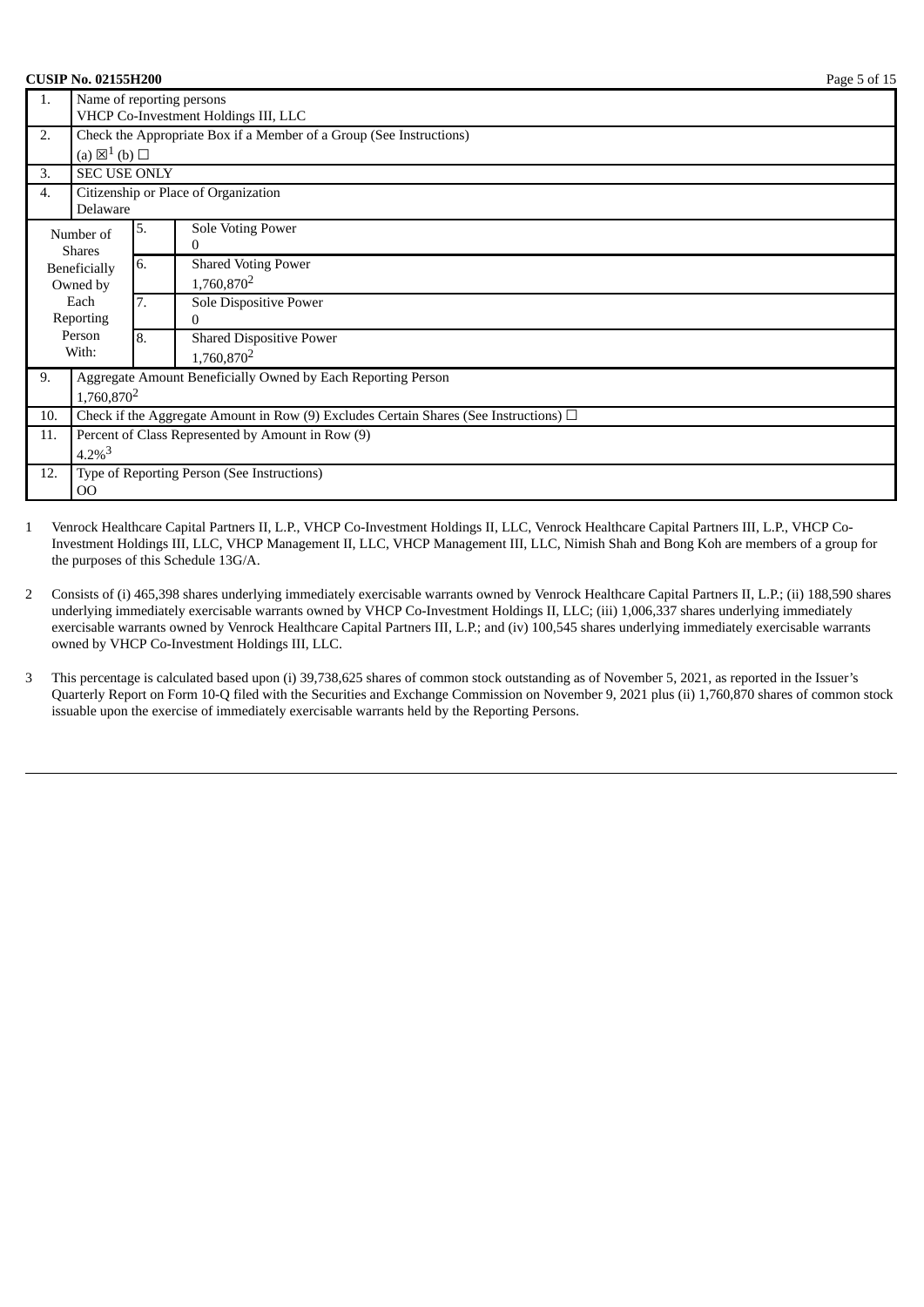**CUSIP No. 02155H200**

| | | | |
|---|---|---|---|
| 1. | Name of reporting persons<br>VHCP Co-Investment Holdings III, LLC | | |
| 2. | Check the Appropriate Box if a Member of a Group (See Instructions)<br>(a) ☒[1] (b) ☐ | | |
| 3. | SEC USE ONLY | | |
| 4. | Citizenship or Place of Organization<br>Delaware | | |
| Number of Shares Beneficially Owned by Each Reporting Person With: | 5. | Sole Voting Power<br>0 | |
| | 6. | Shared Voting Power<br>1,760,870[2] | |
| | 7. | Sole Dispositive Power<br>0 | |
| | 8. | Shared Dispositive Power<br>1,760,870[2] | |
| 9. | Aggregate Amount Beneficially Owned by Each Reporting Person<br>1,760,870[2] | | |
| 10. | Check if the Aggregate Amount in Row (9) Excludes Certain Shares (See Instructions) ☐ | | |
| 11. | Percent of Class Represented by Amount in Row (9)<br>4.2%[3] | | |
| 12. | Type of Reporting Person (See Instructions)<br>OO | | |

1 Venrock Healthcare Capital Partners II, L.P., VHCP Co-Investment Holdings II, LLC, Venrock Healthcare Capital Partners III, L.P., VHCP Co-Investment Holdings III, LLC, VHCP Management II, LLC, VHCP Management III, LLC, Nimish Shah and Bong Koh are members of a group for the purposes of this Schedule 13G/A.

2 Consists of (i) 465,398 shares underlying immediately exercisable warrants owned by Venrock Healthcare Capital Partners II, L.P.; (ii) 188,590 shares underlying immediately exercisable warrants owned by VHCP Co-Investment Holdings II, LLC; (iii) 1,006,337 shares underlying immediately exercisable warrants owned by Venrock Healthcare Capital Partners III, L.P.; and (iv) 100,545 shares underlying immediately exercisable warrants owned by VHCP Co-Investment Holdings III, LLC.

3 This percentage is calculated based upon (i) 39,738,625 shares of common stock outstanding as of November 5, 2021, as reported in the Issuer's Quarterly Report on Form 10-Q filed with the Securities and Exchange Commission on November 9, 2021 plus (ii) 1,760,870 shares of common stock issuable upon the exercise of immediately exercisable warrants held by the Reporting Persons.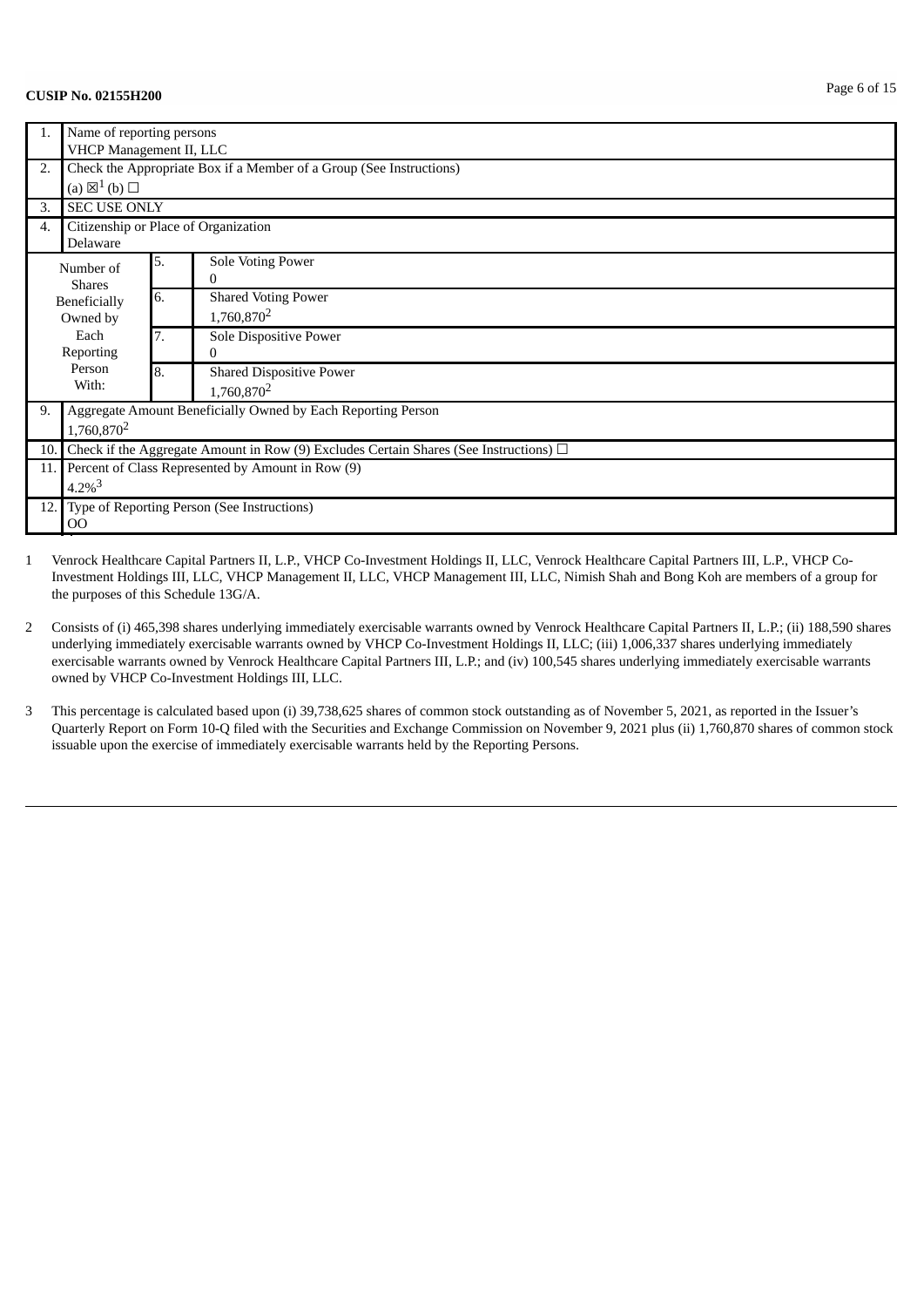**CUSIP No. 02155H200**

| | | | |
|---|---|---|---|
| 1. | Name of reporting persons<br>VHCP Management II, LLC | | |
| 2. | Check the Appropriate Box if a Member of a Group (See Instructions)<br>(a) ☒[1] (b) ☐ | | |
| 3. | SEC USE ONLY | | |
| 4. | Citizenship or Place of Organization<br>Delaware | | |
| Number of Shares Beneficially Owned by Each Reporting Person With: | 5. | Sole Voting Power<br>0 | |
| | 6. | Shared Voting Power<br>1,760,870[2] | |
| | 7. | Sole Dispositive Power<br>0 | |
| | 8. | Shared Dispositive Power<br>1,760,870[2] | |
| 9. | Aggregate Amount Beneficially Owned by Each Reporting Person<br>1,760,870[2] | | |
| 10. | Check if the Aggregate Amount in Row (9) Excludes Certain Shares (See Instructions) ☐ | | |
| 11. | Percent of Class Represented by Amount in Row (9)<br>4.2%[3] | | |
| 12. | Type of Reporting Person (See Instructions)<br>OO | | |

1 Venrock Healthcare Capital Partners II, L.P., VHCP Co-Investment Holdings II, LLC, Venrock Healthcare Capital Partners III, L.P., VHCP Co-Investment Holdings III, LLC, VHCP Management II, LLC, VHCP Management III, LLC, Nimish Shah and Bong Koh are members of a group for the purposes of this Schedule 13G/A.

2 Consists of (i) 465,398 shares underlying immediately exercisable warrants owned by Venrock Healthcare Capital Partners II, L.P.; (ii) 188,590 shares underlying immediately exercisable warrants owned by VHCP Co-Investment Holdings II, LLC; (iii) 1,006,337 shares underlying immediately exercisable warrants owned by Venrock Healthcare Capital Partners III, L.P.; and (iv) 100,545 shares underlying immediately exercisable warrants owned by VHCP Co-Investment Holdings III, LLC.

3 This percentage is calculated based upon (i) 39,738,625 shares of common stock outstanding as of November 5, 2021, as reported in the Issuer's Quarterly Report on Form 10-Q filed with the Securities and Exchange Commission on November 9, 2021 plus (ii) 1,760,870 shares of common stock issuable upon the exercise of immediately exercisable warrants held by the Reporting Persons.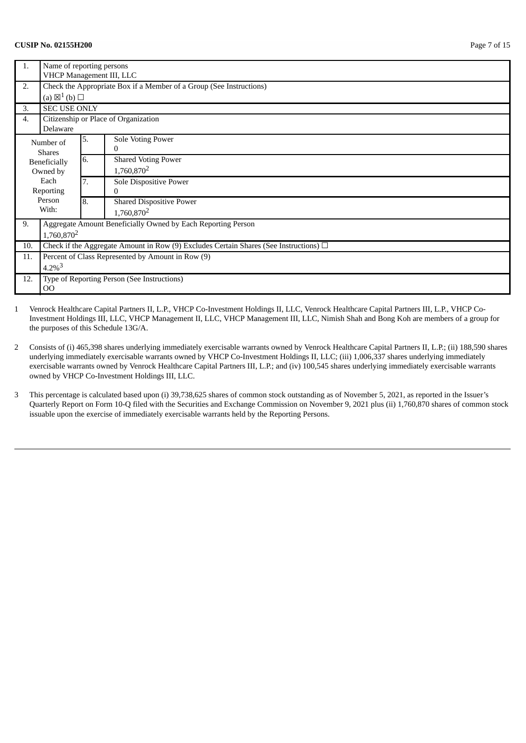**CUSIP No. 02155H200**

| | | | |
|---|---|---|---|
| 1. | Name of reporting persons<br>VHCP Management III, LLC | | |
| 2. | Check the Appropriate Box if a Member of a Group (See Instructions)<br>(a) ☒[1] (b) ☐ | | |
| 3. | SEC USE ONLY | | |
| 4. | Citizenship or Place of Organization<br>Delaware | | |
| Number of Shares Beneficially Owned by Each Reporting Person With: | 5. | Sole Voting Power<br>0 | |
| | 6. | Shared Voting Power<br>1,760,870[2] | |
| | 7. | Sole Dispositive Power<br>0 | |
| | 8. | Shared Dispositive Power<br>1,760,870[2] | |
| 9. | Aggregate Amount Beneficially Owned by Each Reporting Person<br>1,760,870[2] | | |
| 10. | Check if the Aggregate Amount in Row (9) Excludes Certain Shares (See Instructions) ☐ | | |
| 11. | Percent of Class Represented by Amount in Row (9)<br>4.2%[3] | | |
| 12. | Type of Reporting Person (See Instructions)<br>OO | | |

1 Venrock Healthcare Capital Partners II, L.P., VHCP Co-Investment Holdings II, LLC, Venrock Healthcare Capital Partners III, L.P., VHCP Co-Investment Holdings III, LLC, VHCP Management II, LLC, VHCP Management III, LLC, Nimish Shah and Bong Koh are members of a group for the purposes of this Schedule 13G/A.

2 Consists of (i) 465,398 shares underlying immediately exercisable warrants owned by Venrock Healthcare Capital Partners II, L.P.; (ii) 188,590 shares underlying immediately exercisable warrants owned by VHCP Co-Investment Holdings II, LLC; (iii) 1,006,337 shares underlying immediately exercisable warrants owned by Venrock Healthcare Capital Partners III, L.P.; and (iv) 100,545 shares underlying immediately exercisable warrants owned by VHCP Co-Investment Holdings III, LLC.

3 This percentage is calculated based upon (i) 39,738,625 shares of common stock outstanding as of November 5, 2021, as reported in the Issuer's Quarterly Report on Form 10-Q filed with the Securities and Exchange Commission on November 9, 2021 plus (ii) 1,760,870 shares of common stock issuable upon the exercise of immediately exercisable warrants held by the Reporting Persons.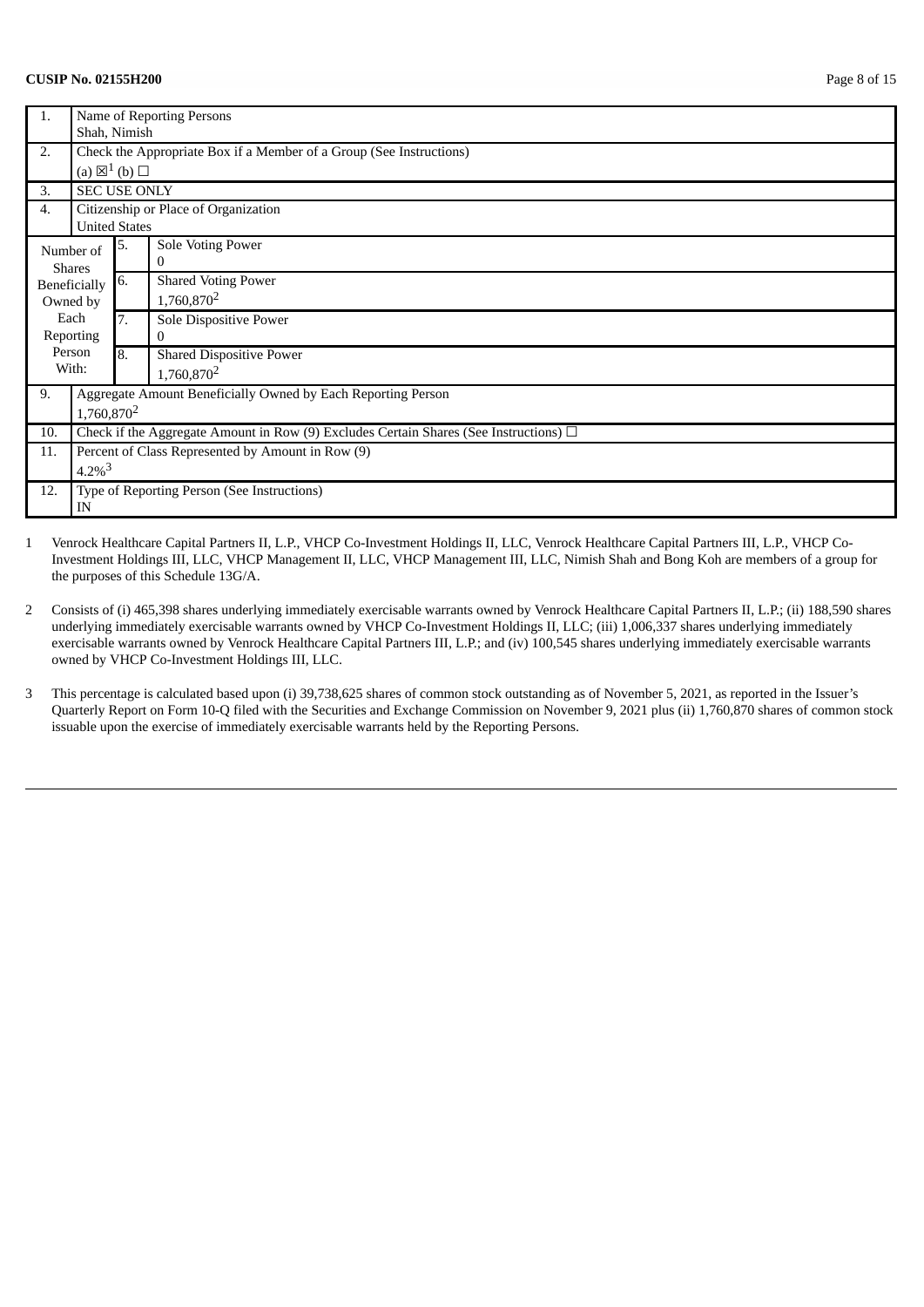**CUSIP No. 02155H200**

| | | | |
|---|---|---|---|
| 1. | Name of Reporting Persons<br>Shah, Nimish | | |
| 2. | Check the Appropriate Box if a Member of a Group (See Instructions)<br>(a) ☒[1] (b) ☐ | | |
| 3. | SEC USE ONLY | | |
| 4. | Citizenship or Place of Organization<br>United States | | |
| Number of Shares Beneficially Owned by Each Reporting Person With: | 5. | Sole Voting Power<br>0 | |
| | 6. | Shared Voting Power<br>1,760,870[2] | |
| | 7. | Sole Dispositive Power<br>0 | |
| | 8. | Shared Dispositive Power<br>1,760,870[2] | |
| 9. | Aggregate Amount Beneficially Owned by Each Reporting Person<br>1,760,870[2] | | |
| 10. | Check if the Aggregate Amount in Row (9) Excludes Certain Shares (See Instructions) ☐ | | |
| 11. | Percent of Class Represented by Amount in Row (9)<br>4.2%[3] | | |
| 12. | Type of Reporting Person (See Instructions)<br>IN | | |

1 Venrock Healthcare Capital Partners II, L.P., VHCP Co-Investment Holdings II, LLC, Venrock Healthcare Capital Partners III, L.P., VHCP Co-Investment Holdings III, LLC, VHCP Management II, LLC, VHCP Management III, LLC, Nimish Shah and Bong Koh are members of a group for the purposes of this Schedule 13G/A.

2 Consists of (i) 465,398 shares underlying immediately exercisable warrants owned by Venrock Healthcare Capital Partners II, L.P.; (ii) 188,590 shares underlying immediately exercisable warrants owned by VHCP Co-Investment Holdings II, LLC; (iii) 1,006,337 shares underlying immediately exercisable warrants owned by Venrock Healthcare Capital Partners III, L.P.; and (iv) 100,545 shares underlying immediately exercisable warrants owned by VHCP Co-Investment Holdings III, LLC.

3 This percentage is calculated based upon (i) 39,738,625 shares of common stock outstanding as of November 5, 2021, as reported in the Issuer's Quarterly Report on Form 10-Q filed with the Securities and Exchange Commission on November 9, 2021 plus (ii) 1,760,870 shares of common stock issuable upon the exercise of immediately exercisable warrants held by the Reporting Persons.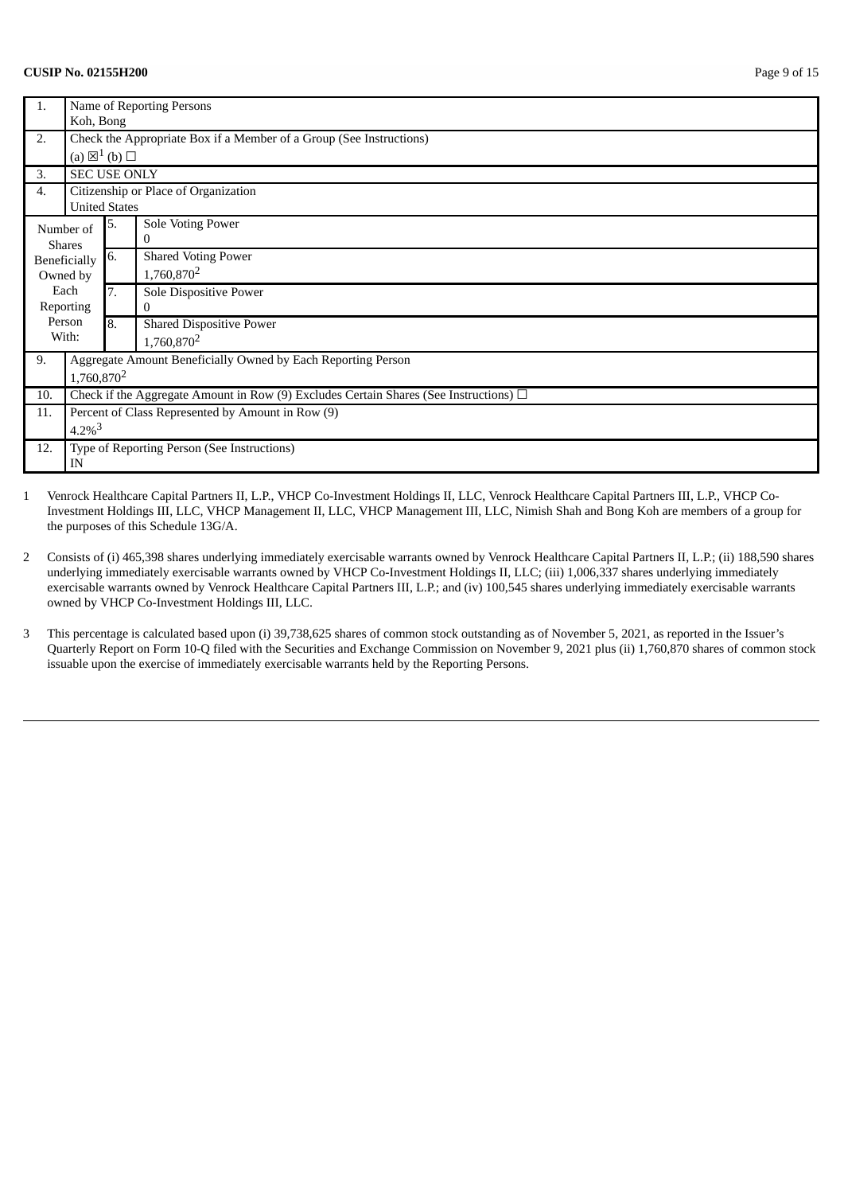**CUSIP No. 02155H200**

| 1. | Name of Reporting Persons<br>Koh, Bong | |
|---|---|---|
| 2. | Check the Appropriate Box if a Member of a Group (See Instructions)<br>(a) ☒[1] (b) ☐ | |
| 3. | SEC USE ONLY | |
| 4. | Citizenship or Place of Organization<br>United States | |
| Number of Shares Beneficially Owned by Each Reporting Person With: | 5. | Sole Voting Power<br>0 |
| | 6. | Shared Voting Power<br>1,760,870[2] |
| | 7. | Sole Dispositive Power<br>0 |
| | 8. | Shared Dispositive Power<br>1,760,870[2] |
| 9. | Aggregate Amount Beneficially Owned by Each Reporting Person<br>1,760,870[2] | |
| 10. | Check if the Aggregate Amount in Row (9) Excludes Certain Shares (See Instructions) ☐ | |
| 11. | Percent of Class Represented by Amount in Row (9)<br>4.2%[3] | |
| 12. | Type of Reporting Person (See Instructions)<br>IN | |

1 Venrock Healthcare Capital Partners II, L.P., VHCP Co-Investment Holdings II, LLC, Venrock Healthcare Capital Partners III, L.P., VHCP Co-Investment Holdings III, LLC, VHCP Management II, LLC, VHCP Management III, LLC, Nimish Shah and Bong Koh are members of a group for the purposes of this Schedule 13G/A.

2 Consists of (i) 465,398 shares underlying immediately exercisable warrants owned by Venrock Healthcare Capital Partners II, L.P.; (ii) 188,590 shares underlying immediately exercisable warrants owned by VHCP Co-Investment Holdings II, LLC; (iii) 1,006,337 shares underlying immediately exercisable warrants owned by Venrock Healthcare Capital Partners III, L.P.; and (iv) 100,545 shares underlying immediately exercisable warrants owned by VHCP Co-Investment Holdings III, LLC.

3 This percentage is calculated based upon (i) 39,738,625 shares of common stock outstanding as of November 5, 2021, as reported in the Issuer's Quarterly Report on Form 10-Q filed with the Securities and Exchange Commission on November 9, 2021 plus (ii) 1,760,870 shares of common stock issuable upon the exercise of immediately exercisable warrants held by the Reporting Persons.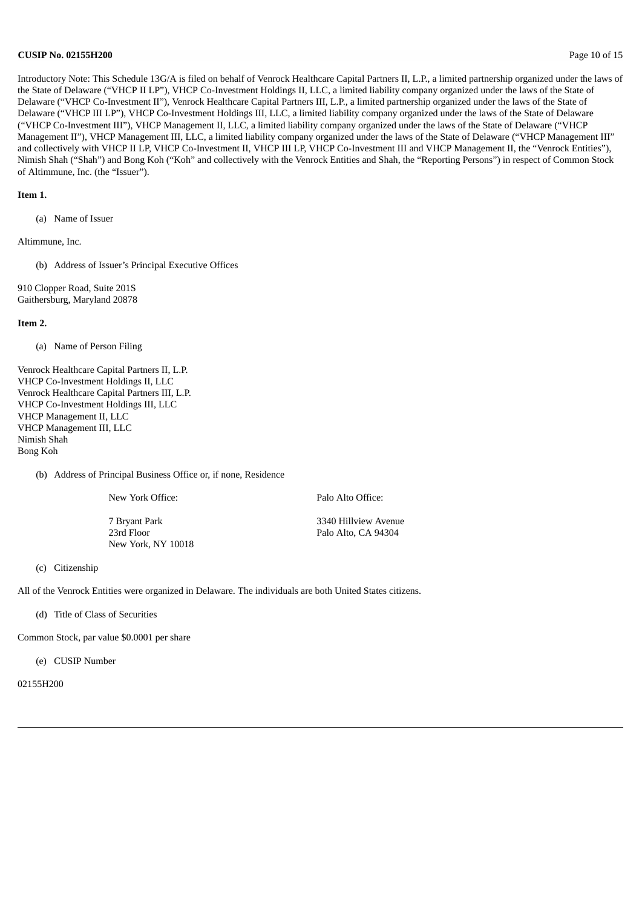Introductory Note: This Schedule 13G/A is filed on behalf of Venrock Healthcare Capital Partners II, L.P., a limited partnership organized under the laws of the State of Delaware ("VHCP II LP"), VHCP Co-Investment Holdings II, LLC, a limited liability company organized under the laws of the State of Delaware ("VHCP Co-Investment II"), Venrock Healthcare Capital Partners III, L.P., a limited partnership organized under the laws of the State of Delaware ("VHCP III LP"), VHCP Co-Investment Holdings III, LLC, a limited liability company organized under the laws of the State of Delaware ("VHCP Co-Investment III"), VHCP Management II, LLC, a limited liability company organized under the laws of the State of Delaware ("VHCP Management II"), VHCP Management III, LLC, a limited liability company organized under the laws of the State of Delaware ("VHCP Management III" and collectively with VHCP II LP, VHCP Co-Investment II, VHCP III LP, VHCP Co-Investment III and VHCP Management II, the "Venrock Entities"), Nimish Shah ("Shah") and Bong Koh ("Koh" and collectively with the Venrock Entities and Shah, the "Reporting Persons") in respect of Common Stock of Altimmune, Inc. (the "Issuer").

**Item 1.**

(a) Name of Issuer

Altimmune, Inc.

(b) Address of Issuer's Principal Executive Offices

910 Clopper Road, Suite 201S
Gaithersburg, Maryland 20878

**Item 2.**

(a) Name of Person Filing

Venrock Healthcare Capital Partners II, L.P.
VHCP Co-Investment Holdings II, LLC
Venrock Healthcare Capital Partners III, L.P.
VHCP Co-Investment Holdings III, LLC
VHCP Management II, LLC
VHCP Management III, LLC
Nimish Shah
Bong Koh

(b) Address of Principal Business Office or, if none, Residence

| New York Office: | Palo Alto Office: |
|---|---|
| 7 Bryant Park<br>23rd Floor<br>New York, NY 10018 | 3340 Hillview Avenue<br>Palo Alto, CA 94304 |

(c) Citizenship

All of the Venrock Entities were organized in Delaware. The individuals are both United States citizens.

(d) Title of Class of Securities

Common Stock, par value $0.0001 per share

(e) CUSIP Number

02155H200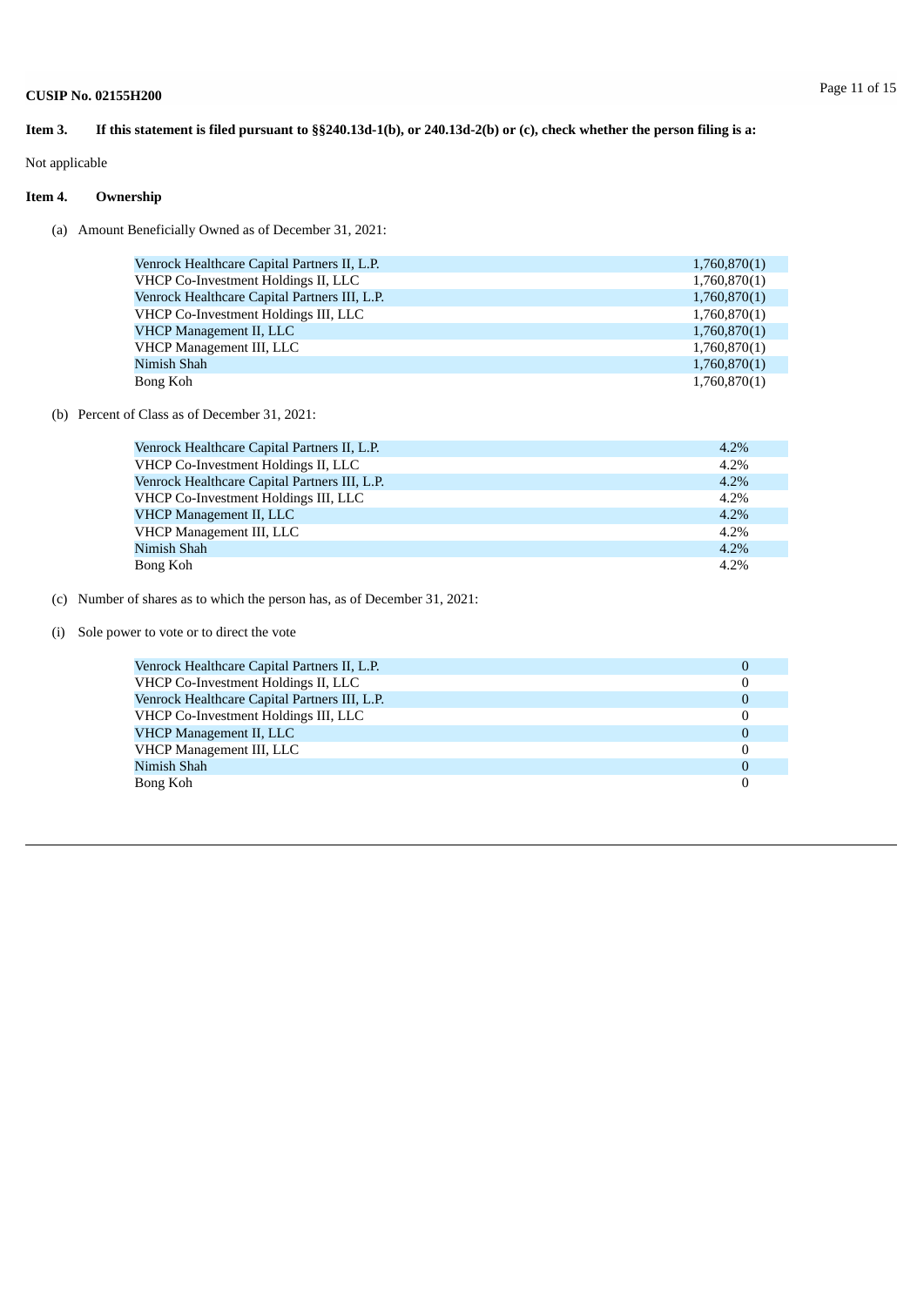CUSIP No. 02155H200

**Item 3. If this statement is filed pursuant to §§240.13d-1(b), or 240.13d-2(b) or (c), check whether the person filing is a:**

Not applicable

**Item 4. Ownership**

(a) Amount Beneficially Owned as of December 31, 2021:

| | |
|---|---|
| Venrock Healthcare Capital Partners II, L.P. | 1,760,870(1) |
| VHCP Co-Investment Holdings II, LLC | 1,760,870(1) |
| Venrock Healthcare Capital Partners III, L.P. | 1,760,870(1) |
| VHCP Co-Investment Holdings III, LLC | 1,760,870(1) |
| VHCP Management II, LLC | 1,760,870(1) |
| VHCP Management III, LLC | 1,760,870(1) |
| Nimish Shah | 1,760,870(1) |
| Bong Koh | 1,760,870(1) |

(b) Percent of Class as of December 31, 2021:

| | |
|---|---|
| Venrock Healthcare Capital Partners II, L.P. | 4.2% |
| VHCP Co-Investment Holdings II, LLC | 4.2% |
| Venrock Healthcare Capital Partners III, L.P. | 4.2% |
| VHCP Co-Investment Holdings III, LLC | 4.2% |
| VHCP Management II, LLC | 4.2% |
| VHCP Management III, LLC | 4.2% |
| Nimish Shah | 4.2% |
| Bong Koh | 4.2% |

(c) Number of shares as to which the person has, as of December 31, 2021:

(i) Sole power to vote or to direct the vote

| | |
|---|---|
| Venrock Healthcare Capital Partners II, L.P. | 0 |
| VHCP Co-Investment Holdings II, LLC | 0 |
| Venrock Healthcare Capital Partners III, L.P. | 0 |
| VHCP Co-Investment Holdings III, LLC | 0 |
| VHCP Management II, LLC | 0 |
| VHCP Management III, LLC | 0 |
| Nimish Shah | 0 |
| Bong Koh | 0 |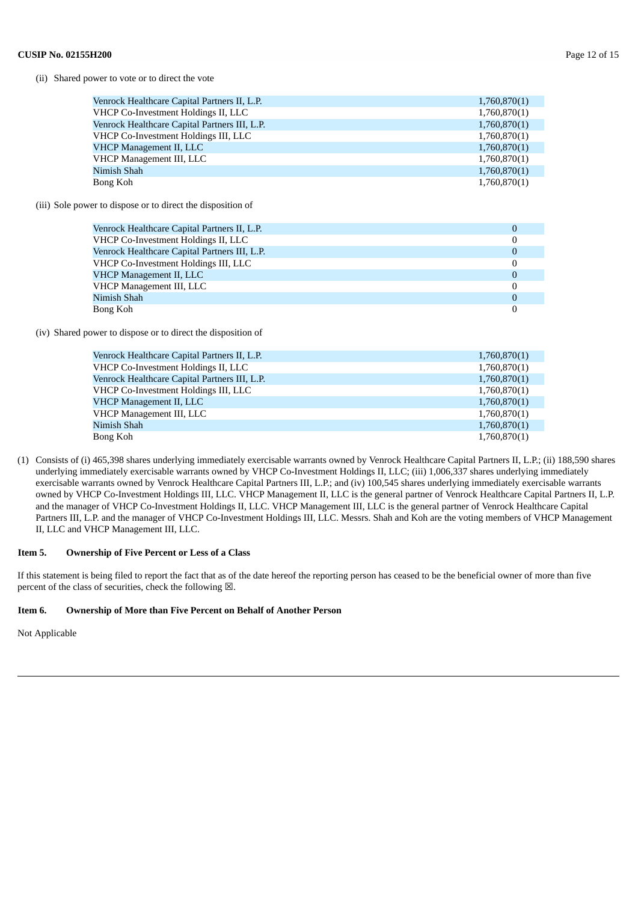(ii) Shared power to vote or to direct the vote

| | |
|---|---|
| Venrock Healthcare Capital Partners II, L.P. | 1,760,870(1) |
| VHCP Co-Investment Holdings II, LLC | 1,760,870(1) |
| Venrock Healthcare Capital Partners III, L.P. | 1,760,870(1) |
| VHCP Co-Investment Holdings III, LLC | 1,760,870(1) |
| VHCP Management II, LLC | 1,760,870(1) |
| VHCP Management III, LLC | 1,760,870(1) |
| Nimish Shah | 1,760,870(1) |
| Bong Koh | 1,760,870(1) |

(iii) Sole power to dispose or to direct the disposition of

| | |
|---|---|
| Venrock Healthcare Capital Partners II, L.P. | 0 |
| VHCP Co-Investment Holdings II, LLC | 0 |
| Venrock Healthcare Capital Partners III, L.P. | 0 |
| VHCP Co-Investment Holdings III, LLC | 0 |
| VHCP Management II, LLC | 0 |
| VHCP Management III, LLC | 0 |
| Nimish Shah | 0 |
| Bong Koh | 0 |

(iv) Shared power to dispose or to direct the disposition of

| | |
|---|---|
| Venrock Healthcare Capital Partners II, L.P. | 1,760,870(1) |
| VHCP Co-Investment Holdings II, LLC | 1,760,870(1) |
| Venrock Healthcare Capital Partners III, L.P. | 1,760,870(1) |
| VHCP Co-Investment Holdings III, LLC | 1,760,870(1) |
| VHCP Management II, LLC | 1,760,870(1) |
| VHCP Management III, LLC | 1,760,870(1) |
| Nimish Shah | 1,760,870(1) |
| Bong Koh | 1,760,870(1) |

(1) Consists of (i) 465,398 shares underlying immediately exercisable warrants owned by Venrock Healthcare Capital Partners II, L.P.; (ii) 188,590 shares underlying immediately exercisable warrants owned by VHCP Co-Investment Holdings II, LLC; (iii) 1,006,337 shares underlying immediately exercisable warrants owned by Venrock Healthcare Capital Partners III, L.P.; and (iv) 100,545 shares underlying immediately exercisable warrants owned by VHCP Co-Investment Holdings III, LLC. VHCP Management II, LLC is the general partner of Venrock Healthcare Capital Partners II, L.P. and the manager of VHCP Co-Investment Holdings II, LLC. VHCP Management III, LLC is the general partner of Venrock Healthcare Capital Partners III, L.P. and the manager of VHCP Co-Investment Holdings III, LLC. Messrs. Shah and Koh are the voting members of VHCP Management II, LLC and VHCP Management III, LLC.

**Item 5. Ownership of Five Percent or Less of a Class**

If this statement is being filed to report the fact that as of the date hereof the reporting person has ceased to be the beneficial owner of more than five percent of the class of securities, check the following ☒.

**Item 6. Ownership of More than Five Percent on Behalf of Another Person**

Not Applicable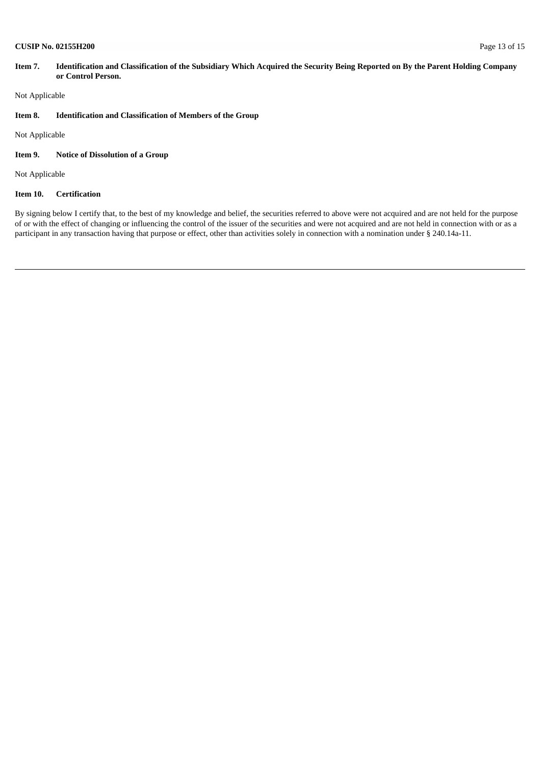**Item 7. Identification and Classification of the Subsidiary Which Acquired the Security Being Reported on By the Parent Holding Company or Control Person.**

Not Applicable

**Item 8. Identification and Classification of Members of the Group**

Not Applicable

**Item 9. Notice of Dissolution of a Group**

Not Applicable

**Item 10. Certification**

By signing below I certify that, to the best of my knowledge and belief, the securities referred to above were not acquired and are not held for the purpose of or with the effect of changing or influencing the control of the issuer of the securities and were not acquired and are not held in connection with or as a participant in any transaction having that purpose or effect, other than activities solely in connection with a nomination under § 240.14a-11.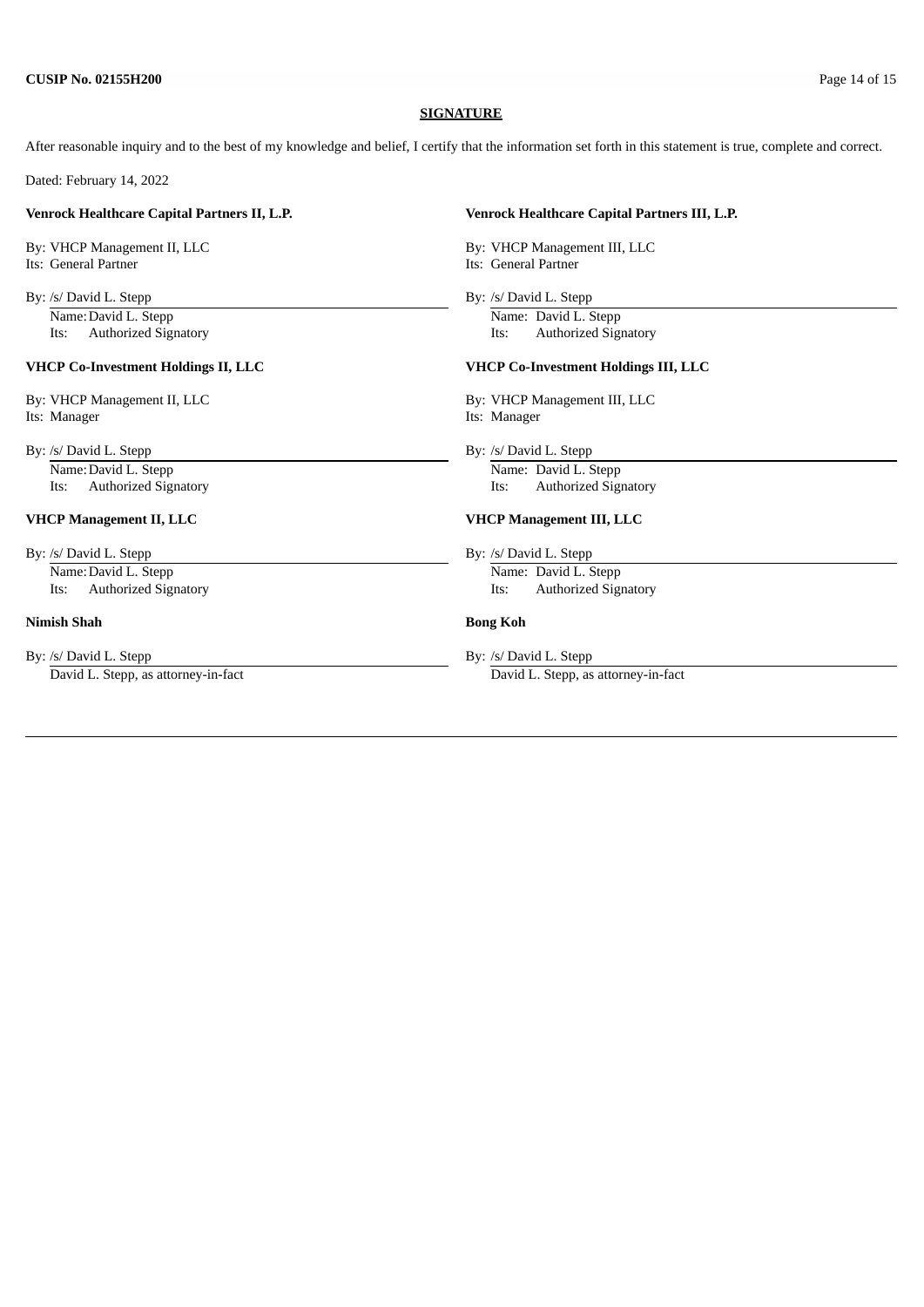**SIGNATURE**

After reasonable inquiry and to the best of my knowledge and belief, I certify that the information set forth in this statement is true, complete and correct.

Dated: February 14, 2022

**Venrock Healthcare Capital Partners II, L.P.**

By: VHCP Management II, LLC
Its: General Partner

By: /s/ David L. Stepp
Name: David L. Stepp
Its: Authorized Signatory

**VHCP Co-Investment Holdings II, LLC**

By: VHCP Management II, LLC
Its: Manager

By: /s/ David L. Stepp
Name: David L. Stepp
Its: Authorized Signatory

**VHCP Management II, LLC**

By: /s/ David L. Stepp
Name: David L. Stepp
Its: Authorized Signatory

**Nimish Shah**

By: /s/ David L. Stepp
David L. Stepp, as attorney-in-fact

**Venrock Healthcare Capital Partners III, L.P.**

By: VHCP Management III, LLC
Its: General Partner

By: /s/ David L. Stepp
Name: David L. Stepp
Its: Authorized Signatory

**VHCP Co-Investment Holdings III, LLC**

By: VHCP Management III, LLC
Its: Manager

By: /s/ David L. Stepp
Name: David L. Stepp
Its: Authorized Signatory

**VHCP Management III, LLC**

By: /s/ David L. Stepp
Name: David L. Stepp
Its: Authorized Signatory

**Bong Koh**

By: /s/ David L. Stepp
David L. Stepp, as attorney-in-fact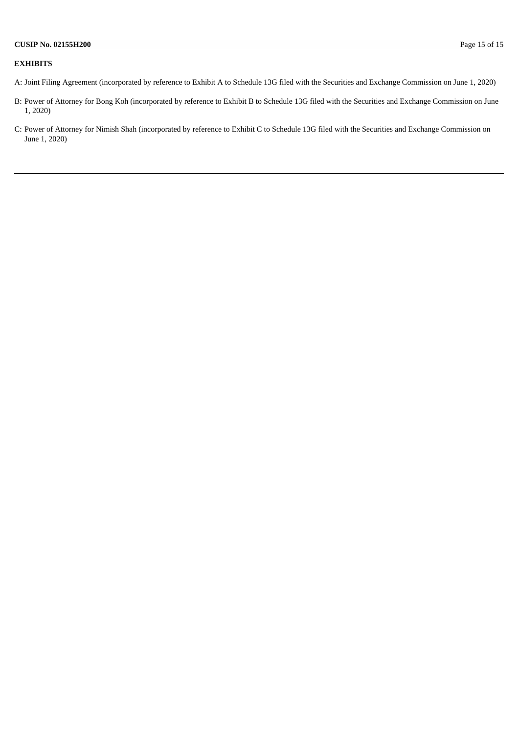**EXHIBITS**

A: Joint Filing Agreement (incorporated by reference to Exhibit A to Schedule 13G filed with the Securities and Exchange Commission on June 1, 2020)

B: Power of Attorney for Bong Koh (incorporated by reference to Exhibit B to Schedule 13G filed with the Securities and Exchange Commission on June 1, 2020)

C: Power of Attorney for Nimish Shah (incorporated by reference to Exhibit C to Schedule 13G filed with the Securities and Exchange Commission on June 1, 2020)